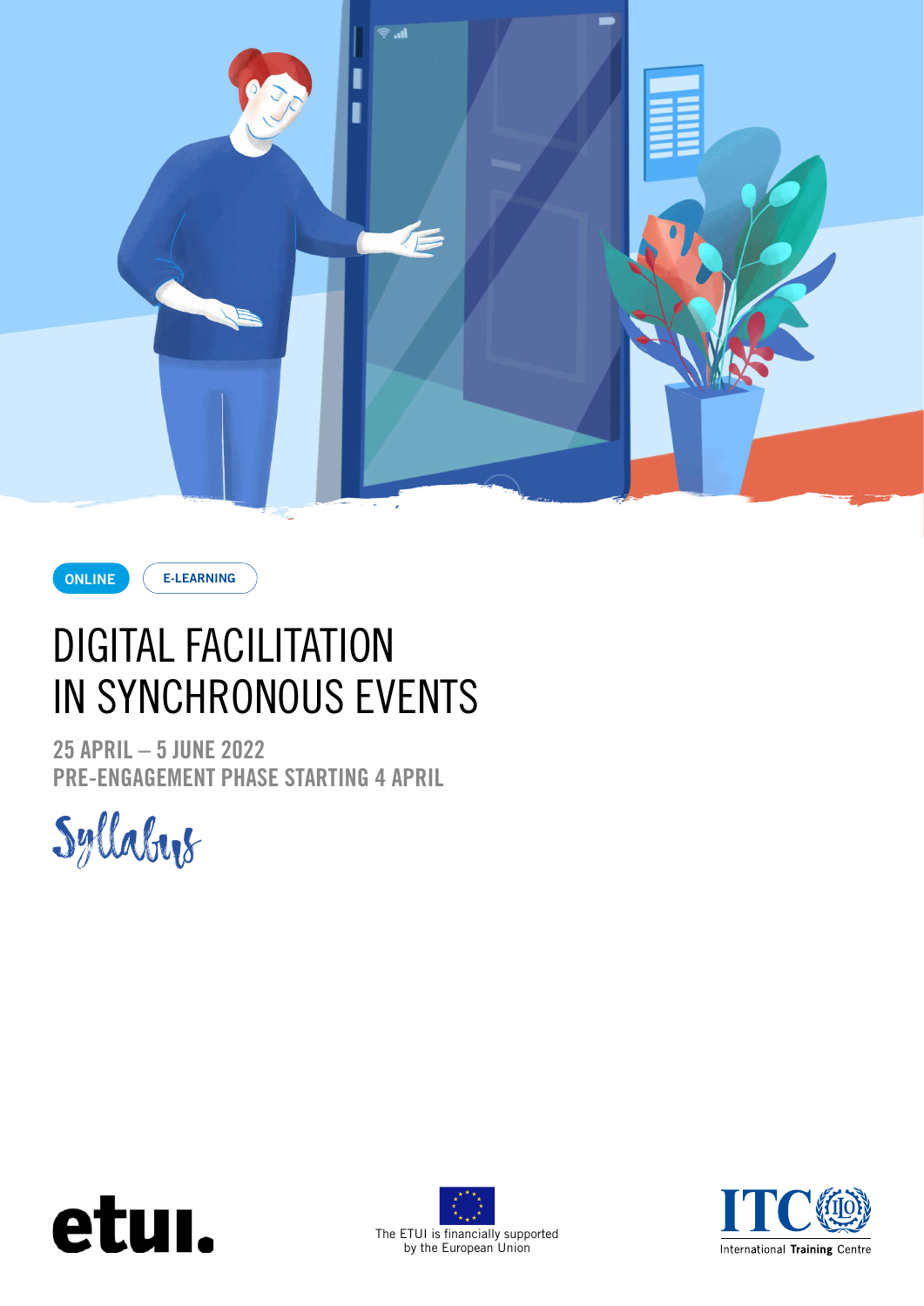ONLINE E-LEARNING

# DIGITAL FACILITATION IN SYNCHRONOUS EVENTS

**25 APRIL – 5 JUNE 2022**
**PRE-ENGAGEMENT PHASE STARTING 4 APRIL**

*Syllabus*

etui.

The ETUI is financially supported by the European Union

ITC ILO International Training Centre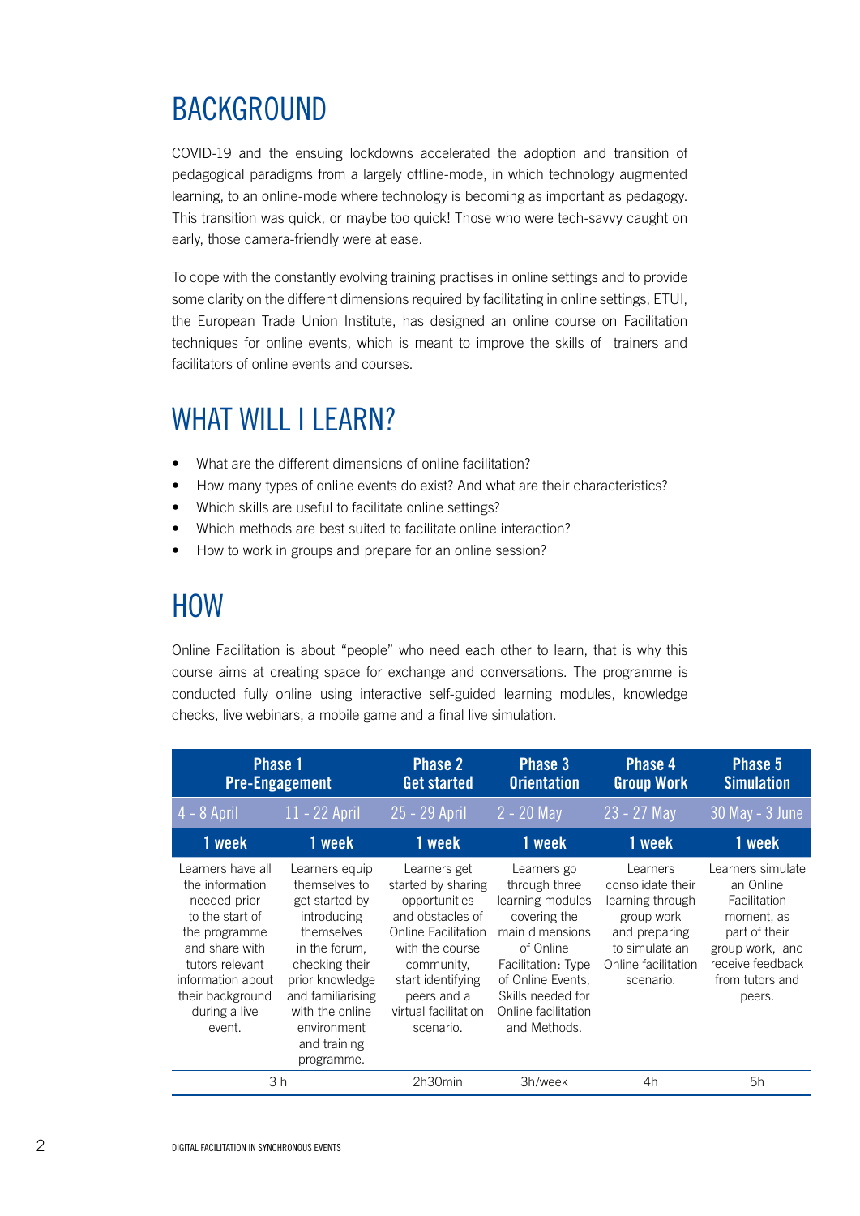# BACKGROUND

COVID-19 and the ensuing lockdowns accelerated the adoption and transition of pedagogical paradigms from a largely offline-mode, in which technology augmented learning, to an online-mode where technology is becoming as important as pedagogy. This transition was quick, or maybe too quick! Those who were tech-savvy caught on early, those camera-friendly were at ease.

To cope with the constantly evolving training practises in online settings and to provide some clarity on the different dimensions required by facilitating in online settings, ETUI, the European Trade Union Institute, has designed an online course on Facilitation techniques for online events, which is meant to improve the skills of trainers and facilitators of online events and courses.

# WHAT WILL I LEARN?

- What are the different dimensions of online facilitation?
- How many types of online events do exist? And what are their characteristics?
- Which skills are useful to facilitate online settings?
- Which methods are best suited to facilitate online interaction?
- How to work in groups and prepare for an online session?

# HOW

Online Facilitation is about "people" who need each other to learn, that is why this course aims at creating space for exchange and conversations. The programme is conducted fully online using interactive self-guided learning modules, knowledge checks, live webinars, a mobile game and a final live simulation.

| Phase 1 Pre-Engagement | | Phase 2 Get started | Phase 3 Orientation | Phase 4 Group Work | Phase 5 Simulation |
|---|---|---|---|---|---|
| 4 - 8 April | 11 - 22 April | 25 - 29 April | 2 - 20 May | 23 - 27 May | 30 May - 3 June |
| 1 week | 1 week | 1 week | 1 week | 1 week | 1 week |
| Learners have all the information needed prior to the start of the programme and share with tutors relevant information about their background during a live event. | Learners equip themselves to get started by introducing themselves in the forum, checking their prior knowledge and familiarising with the online environment and training programme. | Learners get started by sharing opportunities and obstacles of Online Facilitation with the course community, start identifying peers and a virtual facilitation scenario. | Learners go through three learning modules covering the main dimensions of Online Facilitation: Type of Online Events, Skills needed for Online facilitation and Methods. | Learners consolidate their learning through group work and preparing to simulate an Online facilitation scenario. | Learners simulate an Online Facilitation moment, as part of their group work, and receive feedback from tutors and peers. |
| 3 h | | 2h30min | 3h/week | 4h | 5h |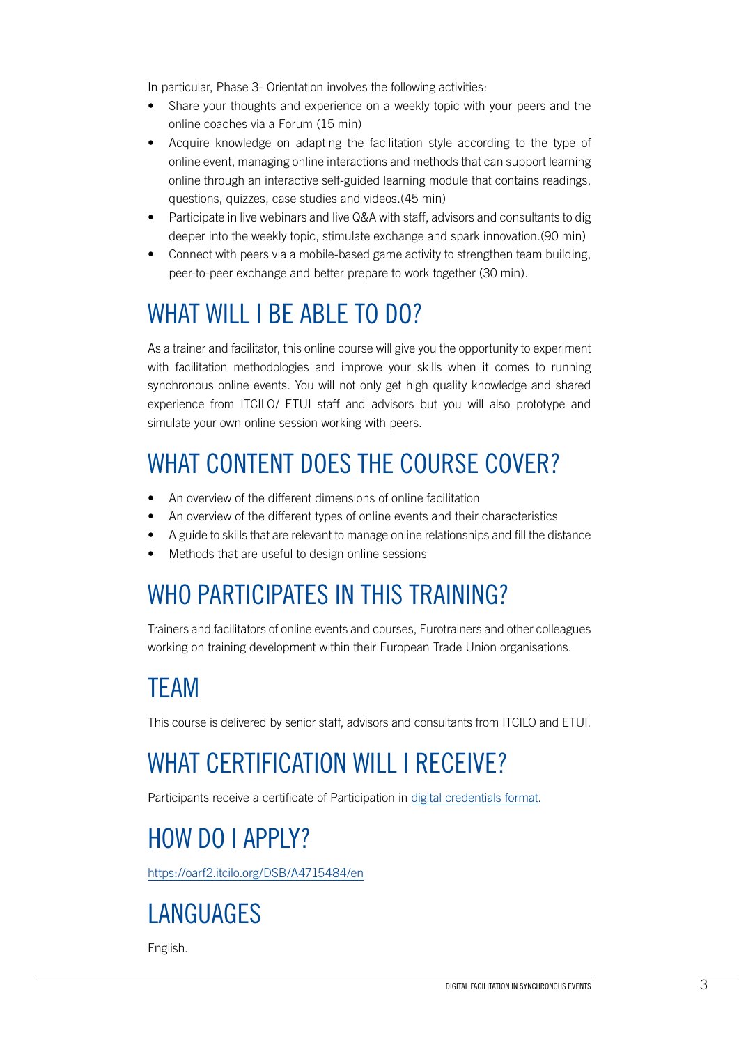In particular, Phase 3- Orientation involves the following activities:

- Share your thoughts and experience on a weekly topic with your peers and the online coaches via a Forum (15 min)
- Acquire knowledge on adapting the facilitation style according to the type of online event, managing online interactions and methods that can support learning online through an interactive self-guided learning module that contains readings, questions, quizzes, case studies and videos.(45 min)
- Participate in live webinars and live Q&A with staff, advisors and consultants to dig deeper into the weekly topic, stimulate exchange and spark innovation.(90 min)
- Connect with peers via a mobile-based game activity to strengthen team building, peer-to-peer exchange and better prepare to work together (30 min).

## WHAT WILL I BE ABLE TO DO?

As a trainer and facilitator, this online course will give you the opportunity to experiment with facilitation methodologies and improve your skills when it comes to running synchronous online events. You will not only get high quality knowledge and shared experience from ITCILO/ ETUI staff and advisors but you will also prototype and simulate your own online session working with peers.

## WHAT CONTENT DOES THE COURSE COVER?

- An overview of the different dimensions of online facilitation
- An overview of the different types of online events and their characteristics
- A guide to skills that are relevant to manage online relationships and fill the distance
- Methods that are useful to design online sessions

## WHO PARTICIPATES IN THIS TRAINING?

Trainers and facilitators of online events and courses, Eurotrainers and other colleagues working on training development within their European Trade Union organisations.

## TEAM

This course is delivered by senior staff, advisors and consultants from ITCILO and ETUI.

## WHAT CERTIFICATION WILL I RECEIVE?

Participants receive a certificate of Participation in digital credentials format.

## HOW DO I APPLY?

https://oarf2.itcilo.org/DSB/A4715484/en

## LANGUAGES

English.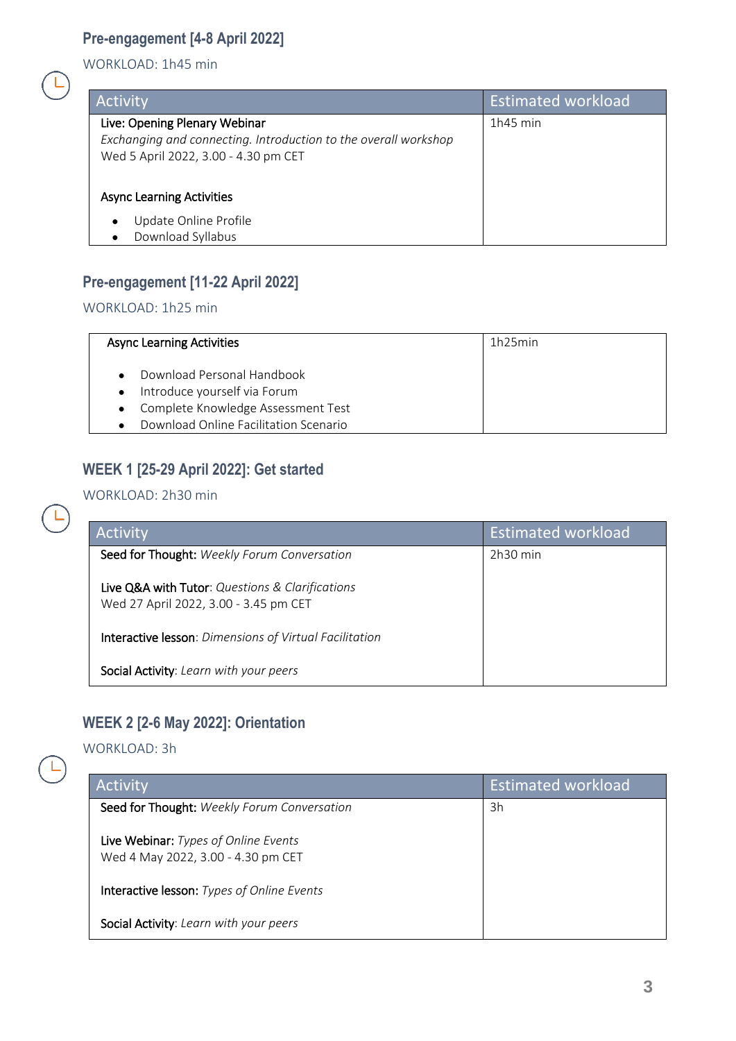## Pre-engagement [4-8 April 2022]

WORKLOAD: 1h45 min

| Activity | Estimated workload |
|---|---|
| **Live: Opening Plenary Webinar**<br>*Exchanging and connecting. Introduction to the overall workshop*<br>Wed 5 April 2022, 3.00 - 4.30 pm CET<br><br>**Async Learning Activities**<br>• Update Online Profile<br>• Download Syllabus | 1h45 min |

## Pre-engagement [11-22 April 2022]

WORKLOAD: 1h25 min

| Async Learning Activities | 1h25min |
|---|---|
| • Download Personal Handbook<br>• Introduce yourself via Forum<br>• Complete Knowledge Assessment Test<br>• Download Online Facilitation Scenario | |

## WEEK 1 [25-29 April 2022]: Get started

WORKLOAD: 2h30 min

| Activity | Estimated workload |
|---|---|
| **Seed for Thought:** *Weekly Forum Conversation*<br><br>**Live Q&A with Tutor**: *Questions & Clarifications*<br>Wed 27 April 2022, 3.00 - 3.45 pm CET<br><br>**Interactive lesson**: *Dimensions of Virtual Facilitation*<br><br>**Social Activity**: *Learn with your peers* | 2h30 min |

## WEEK 2 [2-6 May 2022]: Orientation

WORKLOAD: 3h

| Activity | Estimated workload |
|---|---|
| **Seed for Thought:** *Weekly Forum Conversation*<br><br>**Live Webinar:** *Types of Online Events*<br>Wed 4 May 2022, 3.00 - 4.30 pm CET<br><br>**Interactive lesson:** *Types of Online Events*<br><br>**Social Activity**: *Learn with your peers* | 3h |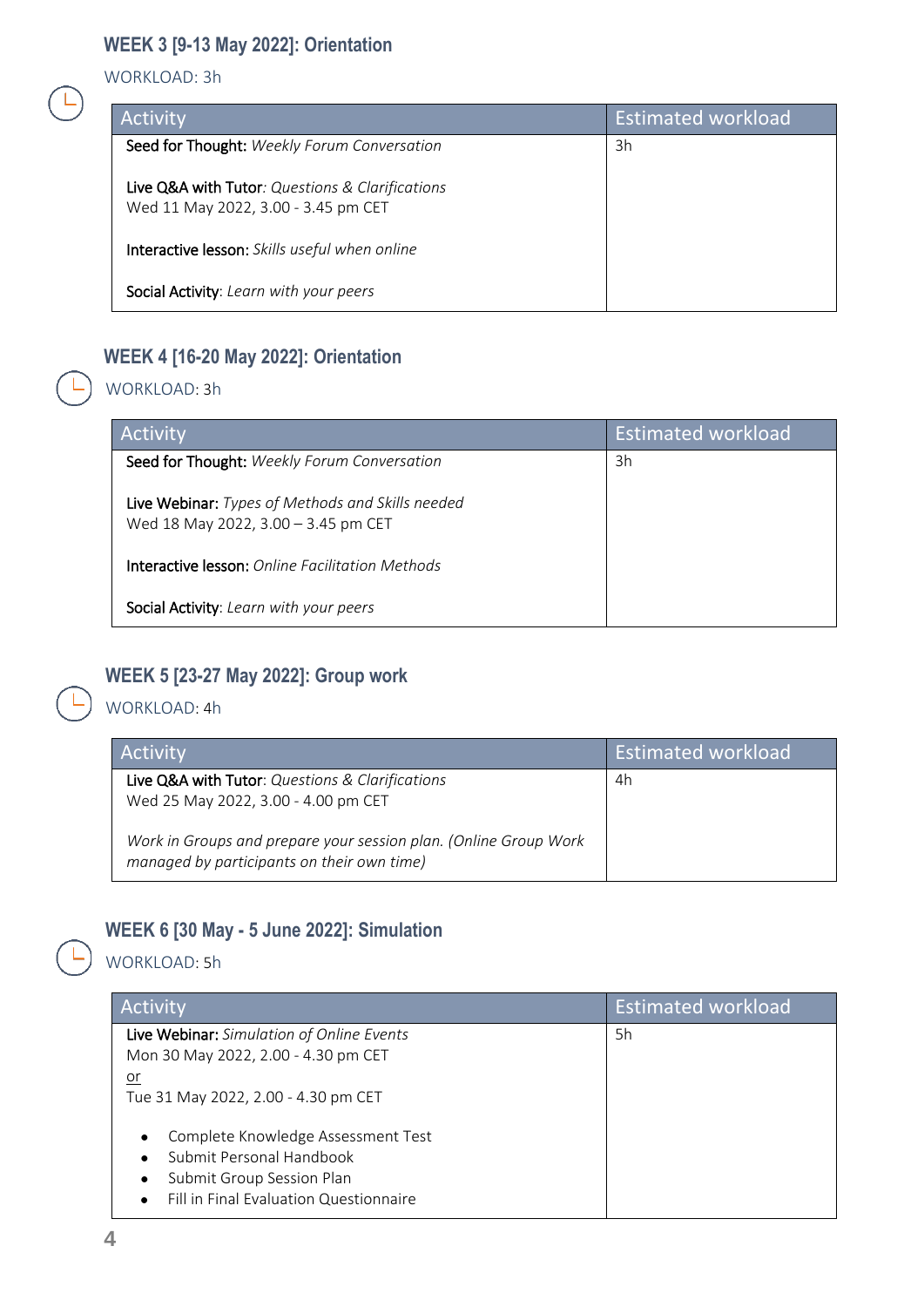## WEEK 3 [9-13 May 2022]: Orientation

WORKLOAD: 3h

| Activity | Estimated workload |
|---|---|
| Seed for Thought: *Weekly Forum Conversation*<br><br>Live Q&A with Tutor*: Questions & Clarifications*<br>Wed 11 May 2022, 3.00 - 3.45 pm CET<br><br>Interactive lesson: *Skills useful when online*<br><br>Social Activity: *Learn with your peers* | 3h |

## WEEK 4 [16-20 May 2022]: Orientation

WORKLOAD: 3h

| Activity | Estimated workload |
|---|---|
| Seed for Thought: *Weekly Forum Conversation*<br><br>Live Webinar: *Types of Methods and Skills needed*<br>Wed 18 May 2022, 3.00 – 3.45 pm CET<br><br>Interactive lesson: *Online Facilitation Methods*<br><br>Social Activity: *Learn with your peers* | 3h |

## WEEK 5 [23-27 May 2022]: Group work

WORKLOAD: 4h

| Activity | Estimated workload |
|---|---|
| Live Q&A with Tutor: *Questions & Clarifications*<br>Wed 25 May 2022, 3.00 - 4.00 pm CET<br><br>*Work in Groups and prepare your session plan. (Online Group Work managed by participants on their own time)* | 4h |

## WEEK 6 [30 May - 5 June 2022]: Simulation

WORKLOAD: 5h

| Activity | Estimated workload |
|---|---|
| Live Webinar: *Simulation of Online Events*<br>Mon 30 May 2022, 2.00 - 4.30 pm CET<br>or<br>Tue 31 May 2022, 2.00 - 4.30 pm CET<br><br>• Complete Knowledge Assessment Test<br>• Submit Personal Handbook<br>• Submit Group Session Plan<br>• Fill in Final Evaluation Questionnaire | 5h |